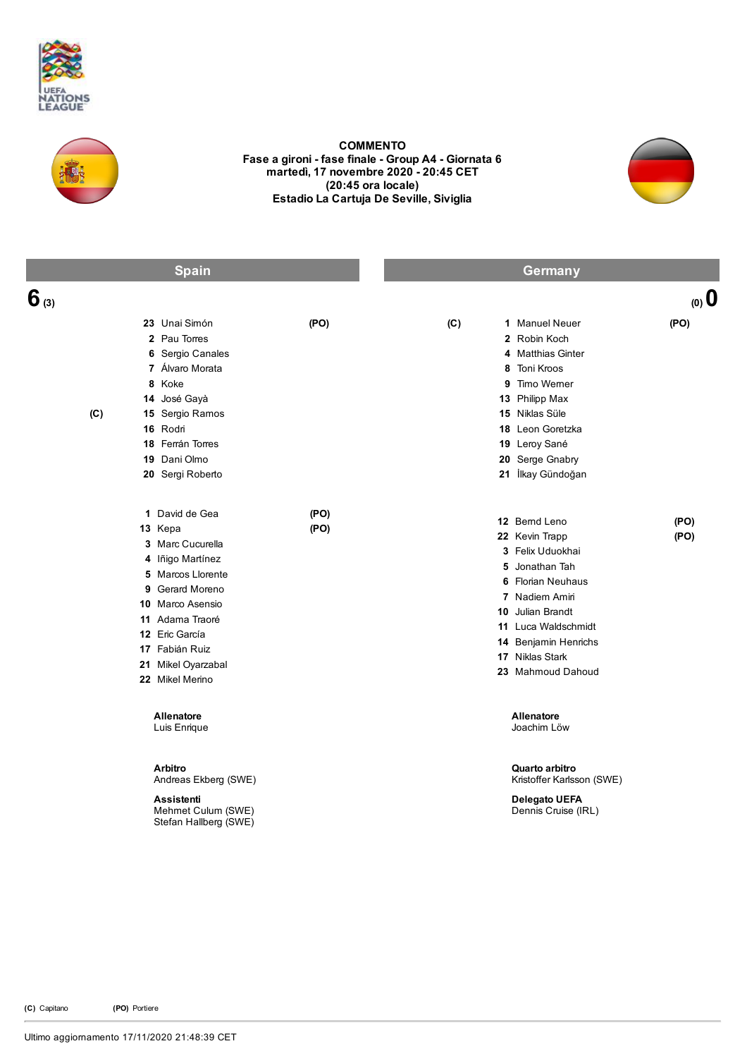UEFA NATIONS LEAGUE

**COMMENTO**
**Fase a gironi - fase finale - Group A4 - Giornata 6**
**martedì, 17 novembre 2020 - 20:45 CET**
**(20:45 ora locale)**
**Estadio La Cartuja De Seville, Siviglia**

## Spain 6 (3) – (0) 0 Germany

### Spain

| | | | |
|---|---|---|---|
| | 23 | Unai Simón | (PO) |
| | 2 | Pau Torres | |
| | 6 | Sergio Canales | |
| | 7 | Álvaro Morata | |
| | 8 | Koke | |
| | 14 | José Gayà | |
| (C) | 15 | Sergio Ramos | |
| | 16 | Rodri | |
| | 18 | Ferrán Torres | |
| | 19 | Dani Olmo | |
| | 20 | Sergi Roberto | |

| | | |
|---|---|---|
| 1 | David de Gea | (PO) |
| 13 | Kepa | (PO) |
| 3 | Marc Cucurella | |
| 4 | Iñigo Martínez | |
| 5 | Marcos Llorente | |
| 9 | Gerard Moreno | |
| 10 | Marco Asensio | |
| 11 | Adama Traoré | |
| 12 | Eric García | |
| 17 | Fabián Ruiz | |
| 21 | Mikel Oyarzabal | |
| 22 | Mikel Merino | |

**Allenatore**
Luis Enrique

### Germany

| | | | |
|---|---|---|---|
| (C) | 1 | Manuel Neuer | (PO) |
| | 2 | Robin Koch | |
| | 4 | Matthias Ginter | |
| | 8 | Toni Kroos | |
| | 9 | Timo Werner | |
| | 13 | Philipp Max | |
| | 15 | Niklas Süle | |
| | 18 | Leon Goretzka | |
| | 19 | Leroy Sané | |
| | 20 | Serge Gnabry | |
| | 21 | İlkay Gündoğan | |

| | | |
|---|---|---|
| 12 | Bernd Leno | (PO) |
| 22 | Kevin Trapp | (PO) |
| 3 | Felix Uduokhai | |
| 5 | Jonathan Tah | |
| 6 | Florian Neuhaus | |
| 7 | Nadiem Amiri | |
| 10 | Julian Brandt | |
| 11 | Luca Waldschmidt | |
| 14 | Benjamin Henrichs | |
| 17 | Niklas Stark | |
| 23 | Mahmoud Dahoud | |

**Allenatore**
Joachim Löw

**Arbitro**
Andreas Ekberg (SWE)

**Assistenti**
Mehmet Culum (SWE)
Stefan Hallberg (SWE)

**Quarto arbitro**
Kristoffer Karlsson (SWE)

**Delegato UEFA**
Dennis Cruise (IRL)

**(C)** Capitano **(PO)** Portiere

Ultimo aggiornamento 17/11/2020 21:48:39 CET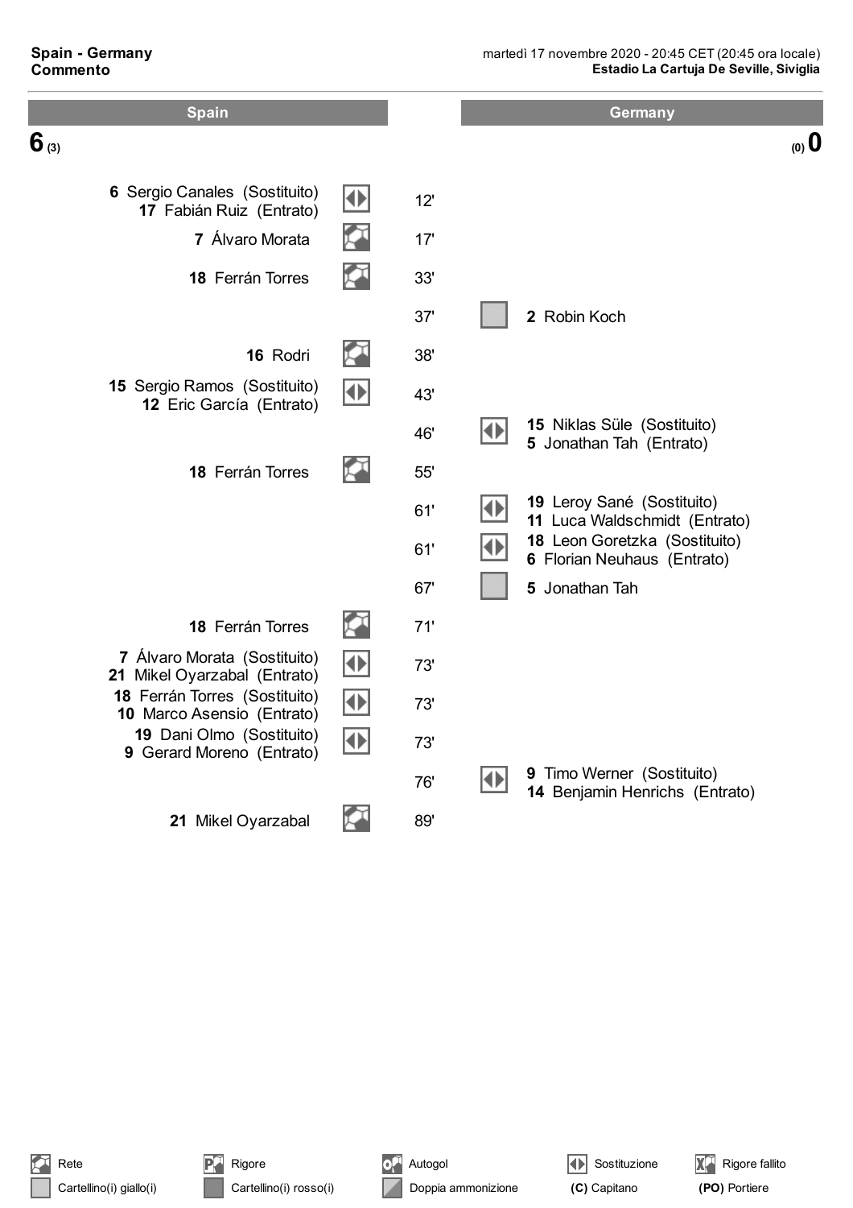**Spain - Germany**
**Commento**

martedì 17 novembre 2020 - 20:45 CET (20:45 ora locale)
**Estadio La Cartuja De Seville, Siviglia**

| Spain | | Min | | Germany |
| --- | --- | --- | --- | --- |
| **6** (3) | | | | (0) **0** |
| **6** Sergio Canales (Sostituito) **17** Fabián Ruiz (Entrato) | Sostituzione | 12' | | |
| **7** Álvaro Morata | Rete | 17' | | |
| **18** Ferrán Torres | Rete | 33' | | |
| | | 37' | Cartellino giallo | **2** Robin Koch |
| **16** Rodri | Rete | 38' | | |
| **15** Sergio Ramos (Sostituito) **12** Eric García (Entrato) | Sostituzione | 43' | | |
| | | 46' | Sostituzione | **15** Niklas Süle (Sostituito) **5** Jonathan Tah (Entrato) |
| **18** Ferrán Torres | Rete | 55' | | |
| | | 61' | Sostituzione | **19** Leroy Sané (Sostituito) **11** Luca Waldschmidt (Entrato) |
| | | 61' | Sostituzione | **18** Leon Goretzka (Sostituito) **6** Florian Neuhaus (Entrato) |
| | | 67' | Cartellino giallo | **5** Jonathan Tah |
| **18** Ferrán Torres | Rete | 71' | | |
| **7** Álvaro Morata (Sostituito) **21** Mikel Oyarzabal (Entrato) | Sostituzione | 73' | | |
| **18** Ferrán Torres (Sostituito) **10** Marco Asensio (Entrato) | Sostituzione | 73' | | |
| **19** Dani Olmo (Sostituito) **9** Gerard Moreno (Entrato) | Sostituzione | 73' | | |
| | | 76' | Sostituzione | **9** Timo Werner (Sostituito) **14** Benjamin Henrichs (Entrato) |
| **21** Mikel Oyarzabal | Rete | 89' | | |

Rete | Rigore | Autogol | Sostituzione | Rigore fallito
Cartellino(i) giallo(i) | Cartellino(i) rosso(i) | Doppia ammonizione | (C) Capitano | (PO) Portiere